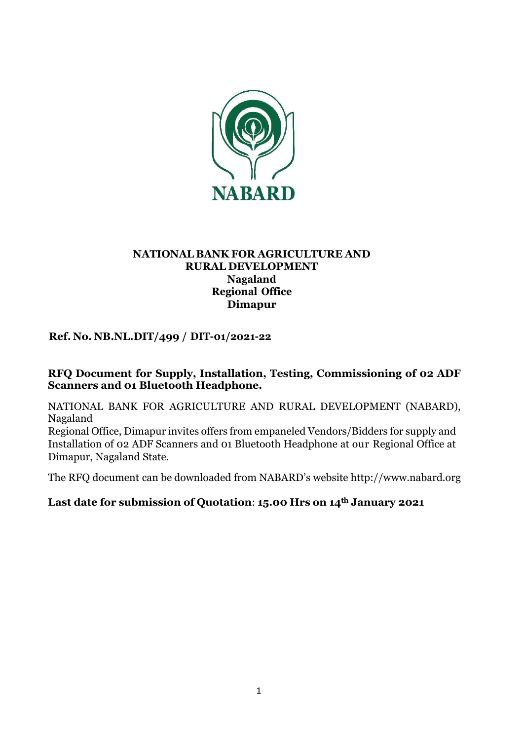NABARD

**NATIONAL BANK FOR AGRICULTURE AND RURAL DEVELOPMENT**
**Nagaland**
**Regional Office**
**Dimapur**

**Ref. No. NB.NL.DIT/499 / DIT-01/2021-22**

**RFQ Document for Supply, Installation, Testing, Commissioning of 02 ADF Scanners and 01 Bluetooth Headphone.**

NATIONAL BANK FOR AGRICULTURE AND RURAL DEVELOPMENT (NABARD), Nagaland
Regional Office, Dimapur invites offers from empaneled Vendors/Bidders for supply and Installation of 02 ADF Scanners and 01 Bluetooth Headphone at our Regional Office at Dimapur, Nagaland State.

The RFQ document can be downloaded from NABARD's website http://www.nabard.org

**Last date for submission of Quotation**: **15.00 Hrs on 14th January 2021**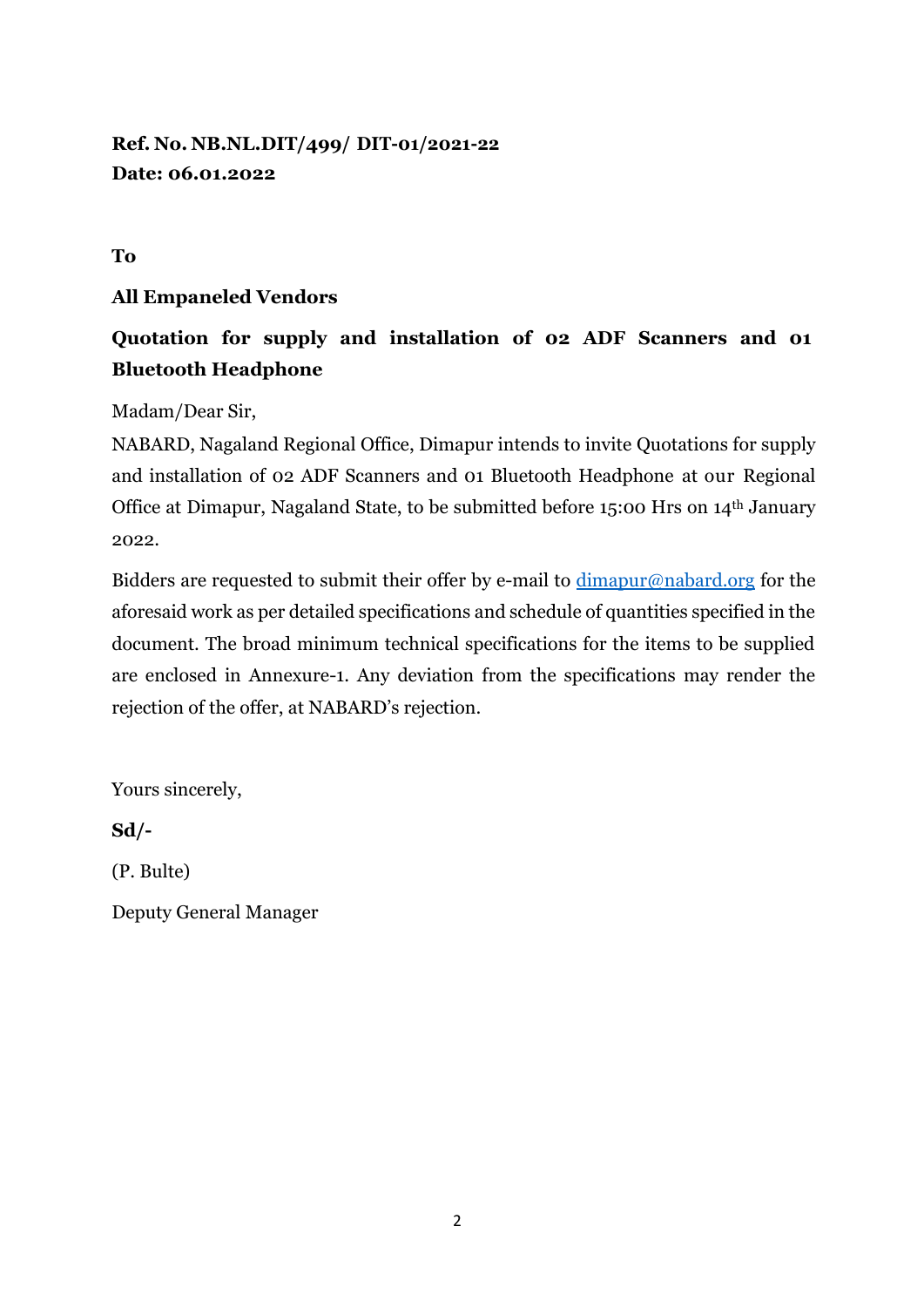**Ref. No. NB.NL.DIT/499/ DIT-01/2021-22**
**Date: 06.01.2022**

**To**

**All Empaneled Vendors**

**Quotation for supply and installation of 02 ADF Scanners and 01 Bluetooth Headphone**

Madam/Dear Sir,

NABARD, Nagaland Regional Office, Dimapur intends to invite Quotations for supply and installation of 02 ADF Scanners and 01 Bluetooth Headphone at our Regional Office at Dimapur, Nagaland State, to be submitted before 15:00 Hrs on 14th January 2022.

Bidders are requested to submit their offer by e-mail to dimapur@nabard.org for the aforesaid work as per detailed specifications and schedule of quantities specified in the document. The broad minimum technical specifications for the items to be supplied are enclosed in Annexure-1. Any deviation from the specifications may render the rejection of the offer, at NABARD's rejection.

Yours sincerely,

**Sd/-**

(P. Bulte)

Deputy General Manager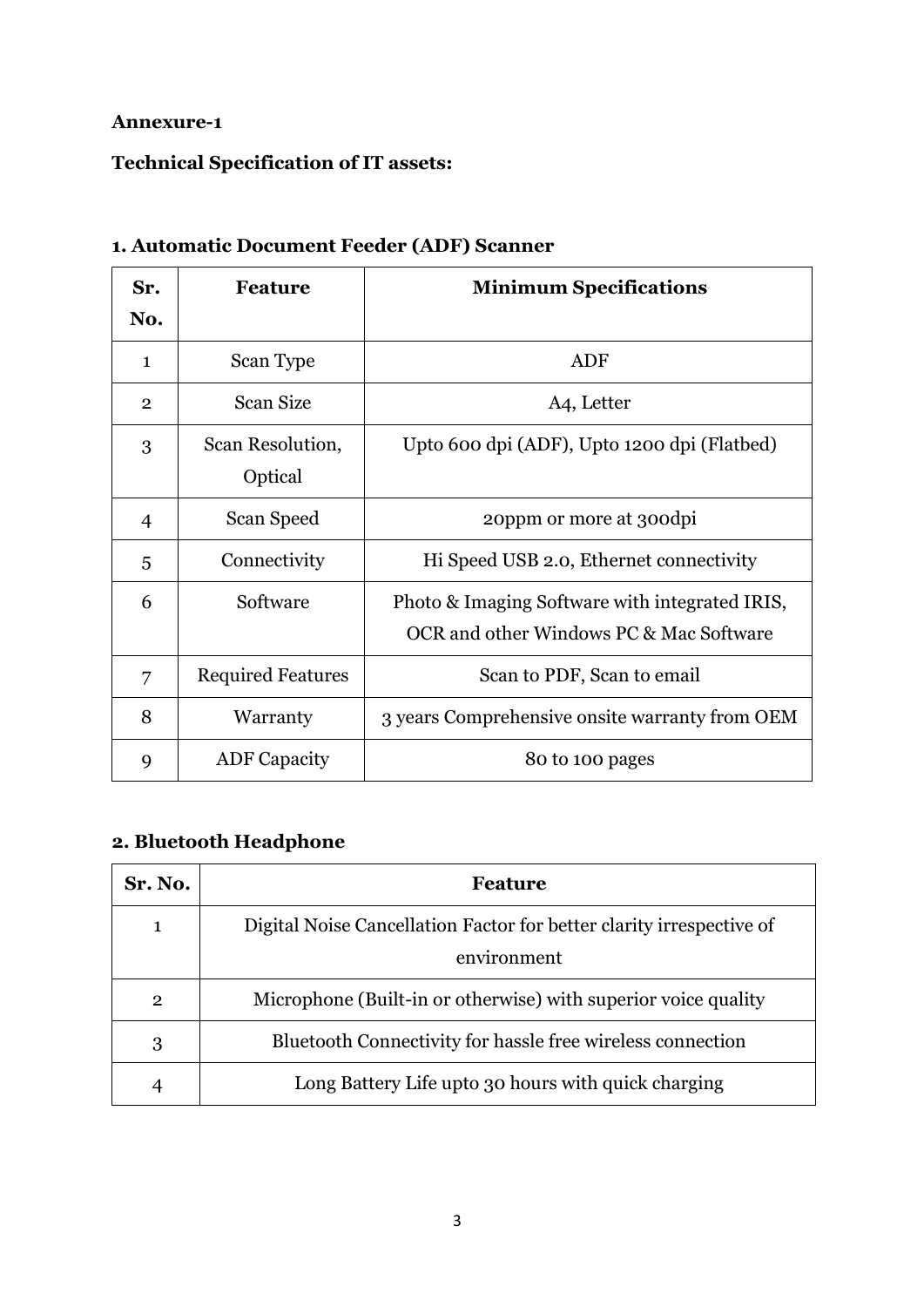**Annexure-1**

**Technical Specification of IT assets:**

### 1. Automatic Document Feeder (ADF) Scanner

| Sr. No. | Feature | Minimum Specifications |
|---|---|---|
| 1 | Scan Type | ADF |
| 2 | Scan Size | A4, Letter |
| 3 | Scan Resolution, Optical | Upto 600 dpi (ADF), Upto 1200 dpi (Flatbed) |
| 4 | Scan Speed | 20ppm or more at 300dpi |
| 5 | Connectivity | Hi Speed USB 2.0, Ethernet connectivity |
| 6 | Software | Photo & Imaging Software with integrated IRIS, OCR and other Windows PC & Mac Software |
| 7 | Required Features | Scan to PDF, Scan to email |
| 8 | Warranty | 3 years Comprehensive onsite warranty from OEM |
| 9 | ADF Capacity | 80 to 100 pages |

### 2. Bluetooth Headphone

| Sr. No. | Feature |
|---|---|
| 1 | Digital Noise Cancellation Factor for better clarity irrespective of environment |
| 2 | Microphone (Built-in or otherwise) with superior voice quality |
| 3 | Bluetooth Connectivity for hassle free wireless connection |
| 4 | Long Battery Life upto 30 hours with quick charging |